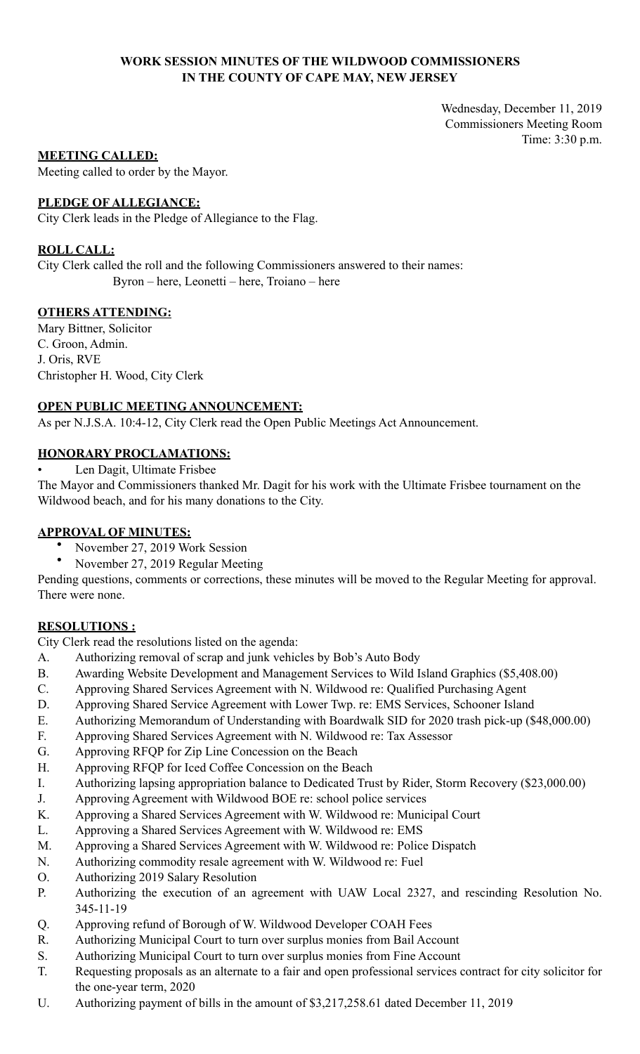**WORK SESSION MINUTES OF THE WILDWOOD COMMISSIONERS**
**IN THE COUNTY OF CAPE MAY, NEW JERSEY**

Wednesday, December 11, 2019
Commissioners Meeting Room
Time: 3:30 p.m.

**MEETING CALLED:**

Meeting called to order by the Mayor.

**PLEDGE OF ALLEGIANCE:**

City Clerk leads in the Pledge of Allegiance to the Flag.

**ROLL CALL:**

City Clerk called the roll and the following Commissioners answered to their names:
Byron – here, Leonetti – here, Troiano – here

**OTHERS ATTENDING:**

Mary Bittner, Solicitor
C. Groon, Admin.
J. Oris, RVE
Christopher H. Wood, City Clerk

**OPEN PUBLIC MEETING ANNOUNCEMENT:**

As per N.J.S.A. 10:4-12, City Clerk read the Open Public Meetings Act Announcement.

**HONORARY PROCLAMATIONS:**

- Len Dagit, Ultimate Frisbee

The Mayor and Commissioners thanked Mr. Dagit for his work with the Ultimate Frisbee tournament on the Wildwood beach, and for his many donations to the City.

**APPROVAL OF MINUTES:**

- November 27, 2019 Work Session
- November 27, 2019 Regular Meeting

Pending questions, comments or corrections, these minutes will be moved to the Regular Meeting for approval. There were none.

**RESOLUTIONS :**

City Clerk read the resolutions listed on the agenda:

A. Authorizing removal of scrap and junk vehicles by Bob's Auto Body
B. Awarding Website Development and Management Services to Wild Island Graphics ($5,408.00)
C. Approving Shared Services Agreement with N. Wildwood re: Qualified Purchasing Agent
D. Approving Shared Service Agreement with Lower Twp. re: EMS Services, Schooner Island
E. Authorizing Memorandum of Understanding with Boardwalk SID for 2020 trash pick-up ($48,000.00)
F. Approving Shared Services Agreement with N. Wildwood re: Tax Assessor
G. Approving RFQP for Zip Line Concession on the Beach
H. Approving RFQP for Iced Coffee Concession on the Beach
I. Authorizing lapsing appropriation balance to Dedicated Trust by Rider, Storm Recovery ($23,000.00)
J. Approving Agreement with Wildwood BOE re: school police services
K. Approving a Shared Services Agreement with W. Wildwood re: Municipal Court
L. Approving a Shared Services Agreement with W. Wildwood re: EMS
M. Approving a Shared Services Agreement with W. Wildwood re: Police Dispatch
N. Authorizing commodity resale agreement with W. Wildwood re: Fuel
O. Authorizing 2019 Salary Resolution
P. Authorizing the execution of an agreement with UAW Local 2327, and rescinding Resolution No. 345-11-19
Q. Approving refund of Borough of W. Wildwood Developer COAH Fees
R. Authorizing Municipal Court to turn over surplus monies from Bail Account
S. Authorizing Municipal Court to turn over surplus monies from Fine Account
T. Requesting proposals as an alternate to a fair and open professional services contract for city solicitor for the one-year term, 2020
U. Authorizing payment of bills in the amount of $3,217,258.61 dated December 11, 2019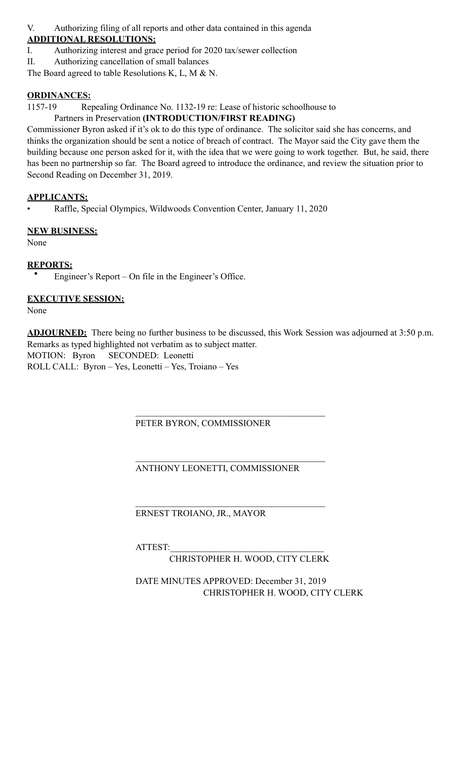V. Authorizing filing of all reports and other data contained in this agenda

**ADDITIONAL RESOLUTIONS:**

I. Authorizing interest and grace period for 2020 tax/sewer collection

II. Authorizing cancellation of small balances

The Board agreed to table Resolutions K, L, M & N.

**ORDINANCES:**

1157-19 Repealing Ordinance No. 1132-19 re: Lease of historic schoolhouse to Partners in Preservation **(INTRODUCTION/FIRST READING)**

Commissioner Byron asked if it's ok to do this type of ordinance. The solicitor said she has concerns, and thinks the organization should be sent a notice of breach of contract. The Mayor said the City gave them the building because one person asked for it, with the idea that we were going to work together. But, he said, there has been no partnership so far. The Board agreed to introduce the ordinance, and review the situation prior to Second Reading on December 31, 2019.

**APPLICANTS:**

- Raffle, Special Olympics, Wildwoods Convention Center, January 11, 2020

**NEW BUSINESS:**

None

**REPORTS:**

- Engineer's Report – On file in the Engineer's Office.

**EXECUTIVE SESSION:**

None

**ADJOURNED:** There being no further business to be discussed, this Work Session was adjourned at 3:50 p.m. Remarks as typed highlighted not verbatim as to subject matter.

MOTION: Byron SECONDED: Leonetti

ROLL CALL: Byron – Yes, Leonetti – Yes, Troiano – Yes

\_\_\_\_\_\_\_\_\_\_\_\_\_\_\_\_\_\_\_\_\_\_\_\_\_\_\_\_\_\_\_\_\_\_\_\_\_\_\_\_

PETER BYRON, COMMISSIONER

\_\_\_\_\_\_\_\_\_\_\_\_\_\_\_\_\_\_\_\_\_\_\_\_\_\_\_\_\_\_\_\_\_\_\_\_\_\_\_\_

ANTHONY LEONETTI, COMMISSIONER

\_\_\_\_\_\_\_\_\_\_\_\_\_\_\_\_\_\_\_\_\_\_\_\_\_\_\_\_\_\_\_\_\_\_\_\_\_\_\_\_

ERNEST TROIANO, JR., MAYOR

ATTEST:\_\_\_\_\_\_\_\_\_\_\_\_\_\_\_\_\_\_\_\_\_\_\_\_\_\_\_\_\_\_\_\_\_\_

CHRISTOPHER H. WOOD, CITY CLERK

DATE MINUTES APPROVED: December 31, 2019

CHRISTOPHER H. WOOD, CITY CLERK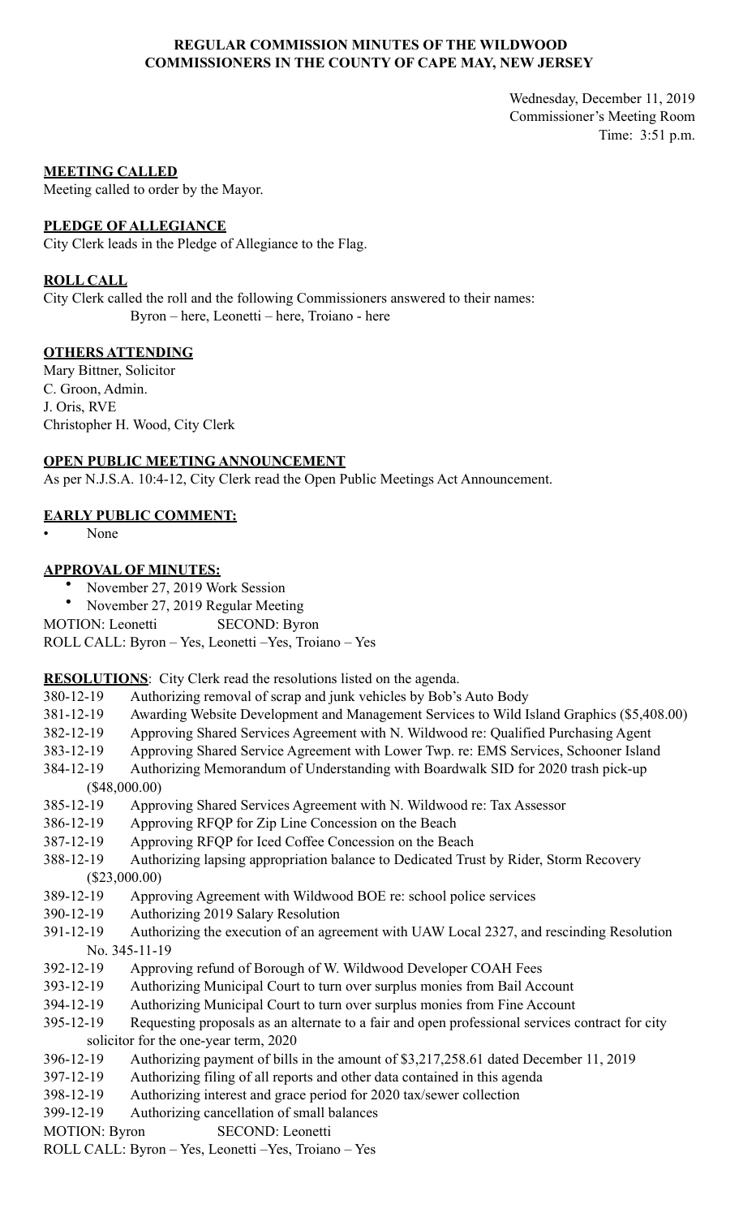**REGULAR COMMISSION MINUTES OF THE WILDWOOD COMMISSIONERS IN THE COUNTY OF CAPE MAY, NEW JERSEY**

Wednesday, December 11, 2019
Commissioner's Meeting Room
Time: 3:51 p.m.

**MEETING CALLED**

Meeting called to order by the Mayor.

**PLEDGE OF ALLEGIANCE**

City Clerk leads in the Pledge of Allegiance to the Flag.

**ROLL CALL**

City Clerk called the roll and the following Commissioners answered to their names:
Byron – here, Leonetti – here, Troiano - here

**OTHERS ATTENDING**

Mary Bittner, Solicitor
C. Groon, Admin.
J. Oris, RVE
Christopher H. Wood, City Clerk

**OPEN PUBLIC MEETING ANNOUNCEMENT**

As per N.J.S.A. 10:4-12, City Clerk read the Open Public Meetings Act Announcement.

**EARLY PUBLIC COMMENT:**

- None

**APPROVAL OF MINUTES:**

- November 27, 2019 Work Session
- November 27, 2019 Regular Meeting

MOTION: Leonetti SECOND: Byron
ROLL CALL: Byron – Yes, Leonetti –Yes, Troiano – Yes

**RESOLUTIONS**: City Clerk read the resolutions listed on the agenda.

380-12-19 Authorizing removal of scrap and junk vehicles by Bob's Auto Body
381-12-19 Awarding Website Development and Management Services to Wild Island Graphics ($5,408.00)
382-12-19 Approving Shared Services Agreement with N. Wildwood re: Qualified Purchasing Agent
383-12-19 Approving Shared Service Agreement with Lower Twp. re: EMS Services, Schooner Island
384-12-19 Authorizing Memorandum of Understanding with Boardwalk SID for 2020 trash pick-up ($48,000.00)
385-12-19 Approving Shared Services Agreement with N. Wildwood re: Tax Assessor
386-12-19 Approving RFQP for Zip Line Concession on the Beach
387-12-19 Approving RFQP for Iced Coffee Concession on the Beach
388-12-19 Authorizing lapsing appropriation balance to Dedicated Trust by Rider, Storm Recovery ($23,000.00)
389-12-19 Approving Agreement with Wildwood BOE re: school police services
390-12-19 Authorizing 2019 Salary Resolution
391-12-19 Authorizing the execution of an agreement with UAW Local 2327, and rescinding Resolution No. 345-11-19
392-12-19 Approving refund of Borough of W. Wildwood Developer COAH Fees
393-12-19 Authorizing Municipal Court to turn over surplus monies from Bail Account
394-12-19 Authorizing Municipal Court to turn over surplus monies from Fine Account
395-12-19 Requesting proposals as an alternate to a fair and open professional services contract for city solicitor for the one-year term, 2020
396-12-19 Authorizing payment of bills in the amount of $3,217,258.61 dated December 11, 2019
397-12-19 Authorizing filing of all reports and other data contained in this agenda
398-12-19 Authorizing interest and grace period for 2020 tax/sewer collection
399-12-19 Authorizing cancellation of small balances

MOTION: Byron SECOND: Leonetti
ROLL CALL: Byron – Yes, Leonetti –Yes, Troiano – Yes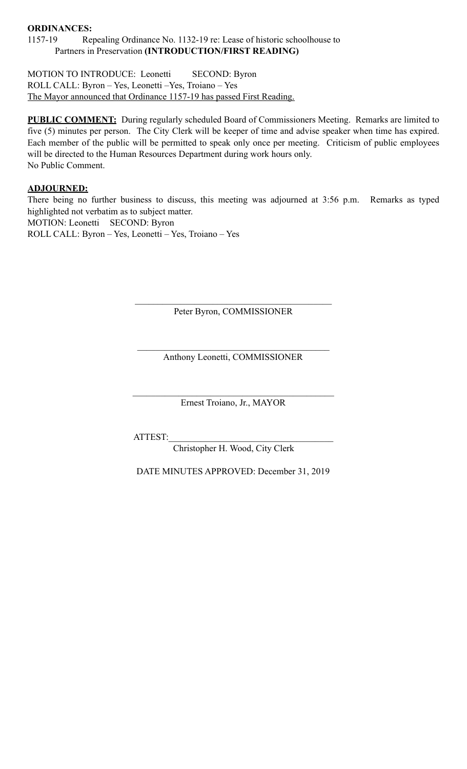**ORDINANCES:**

1157-19 Repealing Ordinance No. 1132-19 re: Lease of historic schoolhouse to Partners in Preservation **(INTRODUCTION/FIRST READING)**

MOTION TO INTRODUCE: Leonetti SECOND: Byron
ROLL CALL: Byron – Yes, Leonetti –Yes, Troiano – Yes
The Mayor announced that Ordinance 1157-19 has passed First Reading.

**PUBLIC COMMENT:** During regularly scheduled Board of Commissioners Meeting. Remarks are limited to five (5) minutes per person. The City Clerk will be keeper of time and advise speaker when time has expired. Each member of the public will be permitted to speak only once per meeting. Criticism of public employees will be directed to the Human Resources Department during work hours only.
No Public Comment.

**ADJOURNED:**

There being no further business to discuss, this meeting was adjourned at 3:56 p.m. Remarks as typed highlighted not verbatim as to subject matter.
MOTION: Leonetti SECOND: Byron
ROLL CALL: Byron – Yes, Leonetti – Yes, Troiano – Yes

\_\_\_\_\_\_\_\_\_\_\_\_\_\_\_\_\_\_\_\_\_\_\_\_\_\_\_\_\_\_\_\_\_\_\_\_\_\_\_\_
Peter Byron, COMMISSIONER

\_\_\_\_\_\_\_\_\_\_\_\_\_\_\_\_\_\_\_\_\_\_\_\_\_\_\_\_\_\_\_\_\_\_\_\_\_\_\_\_
Anthony Leonetti, COMMISSIONER

\_\_\_\_\_\_\_\_\_\_\_\_\_\_\_\_\_\_\_\_\_\_\_\_\_\_\_\_\_\_\_\_\_\_\_\_\_\_\_\_
Ernest Troiano, Jr., MAYOR

ATTEST:\_\_\_\_\_\_\_\_\_\_\_\_\_\_\_\_\_\_\_\_\_\_\_\_\_\_\_\_\_\_\_\_\_\_\_\_
Christopher H. Wood, City Clerk

DATE MINUTES APPROVED: December 31, 2019